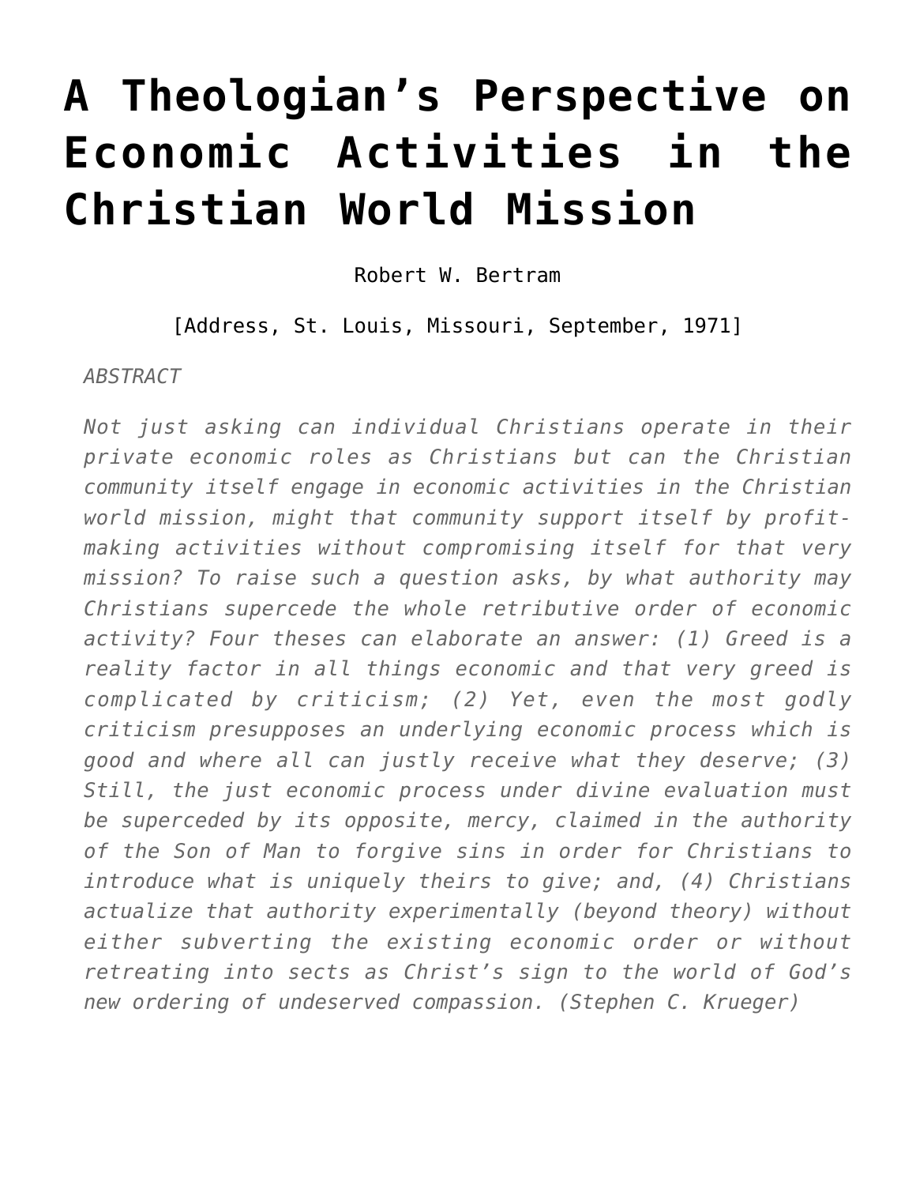# A Theologian's Perspective on Economic Activities in the Christian World Mission

Robert W. Bertram

[Address, St. Louis, Missouri, September, 1971]

*ABSTRACT*

*Not just asking can individual Christians operate in their private economic roles as Christians but can the Christian community itself engage in economic activities in the Christian world mission, might that community support itself by profit-making activities without compromising itself for that very mission? To raise such a question asks, by what authority may Christians supercede the whole retributive order of economic activity? Four theses can elaborate an answer: (1) Greed is a reality factor in all things economic and that very greed is complicated by criticism; (2) Yet, even the most godly criticism presupposes an underlying economic process which is good and where all can justly receive what they deserve; (3) Still, the just economic process under divine evaluation must be superceded by its opposite, mercy, claimed in the authority of the Son of Man to forgive sins in order for Christians to introduce what is uniquely theirs to give; and, (4) Christians actualize that authority experimentally (beyond theory) without either subverting the existing economic order or without retreating into sects as Christ's sign to the world of God's new ordering of undeserved compassion. (Stephen C. Krueger)*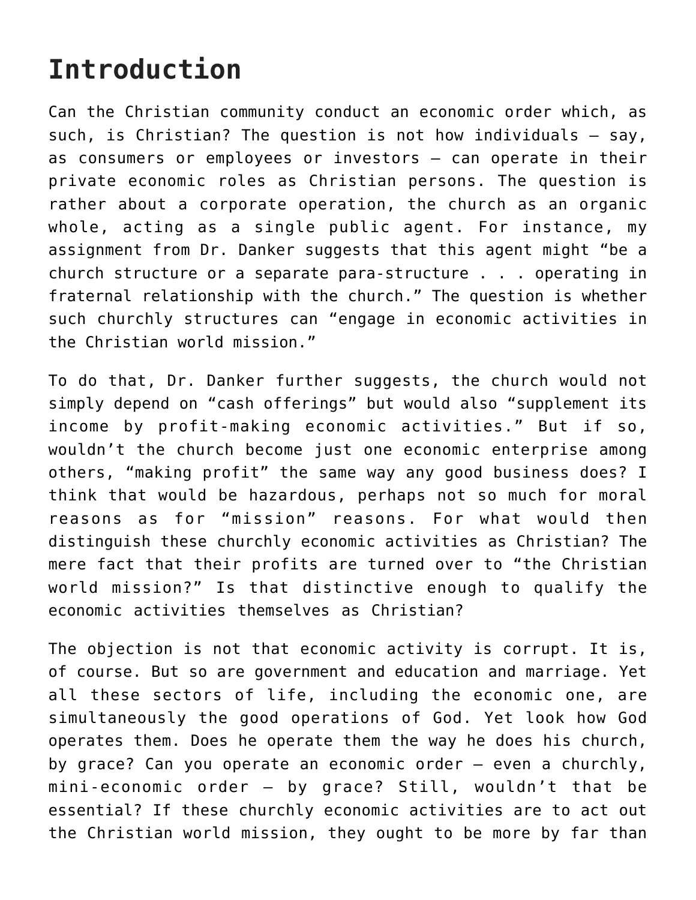# Introduction

Can the Christian community conduct an economic order which, as such, is Christian? The question is not how individuals — say, as consumers or employees or investors — can operate in their private economic roles as Christian persons. The question is rather about a corporate operation, the church as an organic whole, acting as a single public agent. For instance, my assignment from Dr. Danker suggests that this agent might "be a church structure or a separate para-structure . . . operating in fraternal relationship with the church." The question is whether such churchly structures can "engage in economic activities in the Christian world mission."

To do that, Dr. Danker further suggests, the church would not simply depend on "cash offerings" but would also "supplement its income by profit-making economic activities." But if so, wouldn't the church become just one economic enterprise among others, "making profit" the same way any good business does? I think that would be hazardous, perhaps not so much for moral reasons as for "mission" reasons. For what would then distinguish these churchly economic activities as Christian? The mere fact that their profits are turned over to "the Christian world mission?" Is that distinctive enough to qualify the economic activities themselves as Christian?

The objection is not that economic activity is corrupt. It is, of course. But so are government and education and marriage. Yet all these sectors of life, including the economic one, are simultaneously the good operations of God. Yet look how God operates them. Does he operate them the way he does his church, by grace? Can you operate an economic order — even a churchly, mini-economic order — by grace? Still, wouldn't that be essential? If these churchly economic activities are to act out the Christian world mission, they ought to be more by far than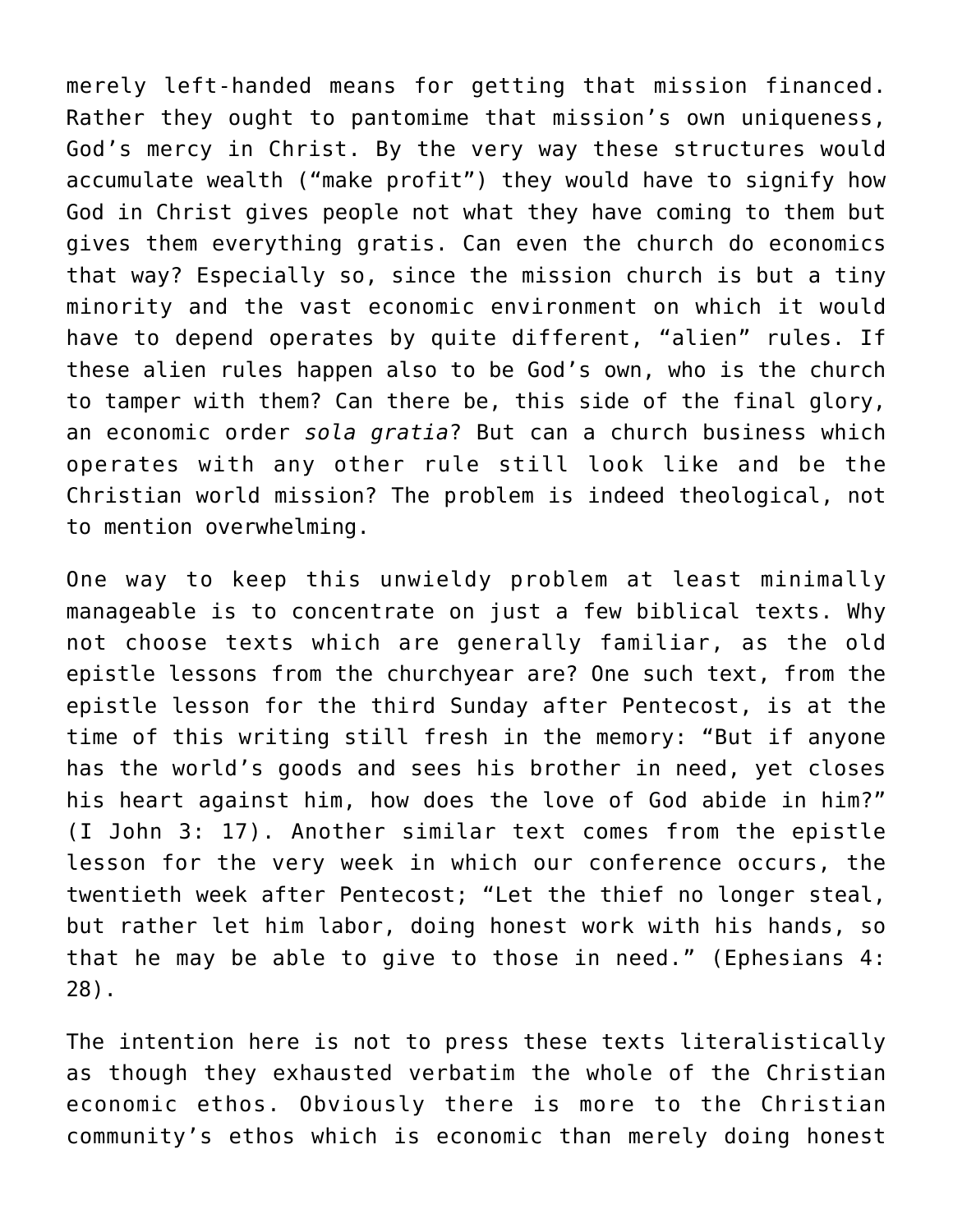merely left-handed means for getting that mission financed. Rather they ought to pantomime that mission's own uniqueness, God's mercy in Christ. By the very way these structures would accumulate wealth ("make profit") they would have to signify how God in Christ gives people not what they have coming to them but gives them everything gratis. Can even the church do economics that way? Especially so, since the mission church is but a tiny minority and the vast economic environment on which it would have to depend operates by quite different, "alien" rules. If these alien rules happen also to be God's own, who is the church to tamper with them? Can there be, this side of the final glory, an economic order *sola gratia*? But can a church business which operates with any other rule still look like and be the Christian world mission? The problem is indeed theological, not to mention overwhelming.

One way to keep this unwieldy problem at least minimally manageable is to concentrate on just a few biblical texts. Why not choose texts which are generally familiar, as the old epistle lessons from the churchyear are? One such text, from the epistle lesson for the third Sunday after Pentecost, is at the time of this writing still fresh in the memory: "But if anyone has the world's goods and sees his brother in need, yet closes his heart against him, how does the love of God abide in him?" (I John 3: 17). Another similar text comes from the epistle lesson for the very week in which our conference occurs, the twentieth week after Pentecost; "Let the thief no longer steal, but rather let him labor, doing honest work with his hands, so that he may be able to give to those in need." (Ephesians 4: 28).

The intention here is not to press these texts literalistically as though they exhausted verbatim the whole of the Christian economic ethos. Obviously there is more to the Christian community's ethos which is economic than merely doing honest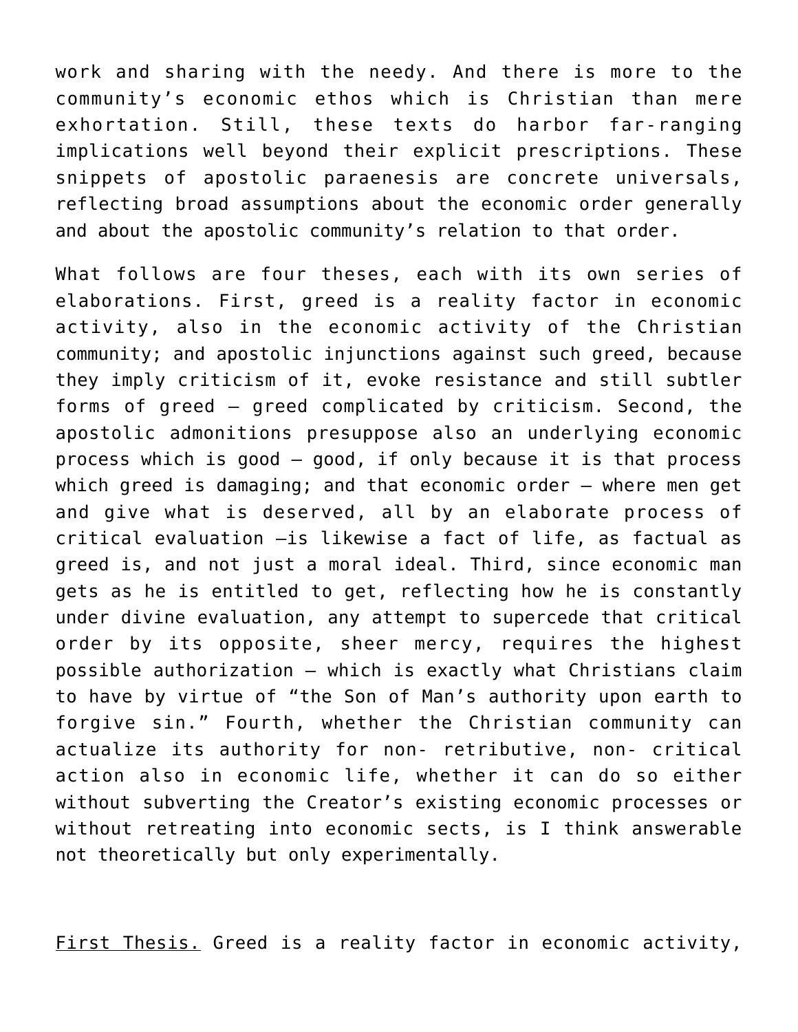work and sharing with the needy. And there is more to the community's economic ethos which is Christian than mere exhortation. Still, these texts do harbor far-ranging implications well beyond their explicit prescriptions. These snippets of apostolic paraenesis are concrete universals, reflecting broad assumptions about the economic order generally and about the apostolic community's relation to that order.

What follows are four theses, each with its own series of elaborations. First, greed is a reality factor in economic activity, also in the economic activity of the Christian community; and apostolic injunctions against such greed, because they imply criticism of it, evoke resistance and still subtler forms of greed – greed complicated by criticism. Second, the apostolic admonitions presuppose also an underlying economic process which is good – good, if only because it is that process which greed is damaging; and that economic order – where men get and give what is deserved, all by an elaborate process of critical evaluation –is likewise a fact of life, as factual as greed is, and not just a moral ideal. Third, since economic man gets as he is entitled to get, reflecting how he is constantly under divine evaluation, any attempt to supercede that critical order by its opposite, sheer mercy, requires the highest possible authorization – which is exactly what Christians claim to have by virtue of "the Son of Man's authority upon earth to forgive sin." Fourth, whether the Christian community can actualize its authority for non- retributive, non- critical action also in economic life, whether it can do so either without subverting the Creator's existing economic processes or without retreating into economic sects, is I think answerable not theoretically but only experimentally.

<u>First Thesis.</u> Greed is a reality factor in economic activity,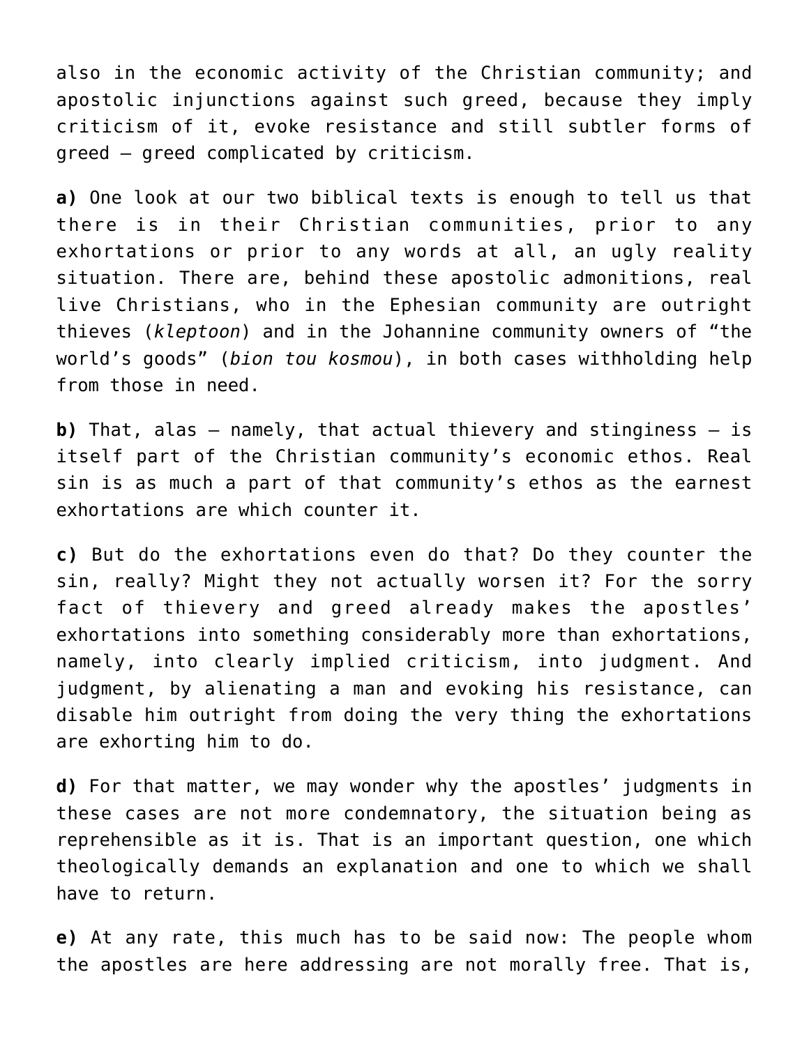also in the economic activity of the Christian community; and apostolic injunctions against such greed, because they imply criticism of it, evoke resistance and still subtler forms of greed – greed complicated by criticism.

**a)** One look at our two biblical texts is enough to tell us that there is in their Christian communities, prior to any exhortations or prior to any words at all, an ugly reality situation. There are, behind these apostolic admonitions, real live Christians, who in the Ephesian community are outright thieves (*kleptoon*) and in the Johannine community owners of "the world's goods" (*bion tou kosmou*), in both cases withholding help from those in need.

**b)** That, alas – namely, that actual thievery and stinginess – is itself part of the Christian community's economic ethos. Real sin is as much a part of that community's ethos as the earnest exhortations are which counter it.

**c)** But do the exhortations even do that? Do they counter the sin, really? Might they not actually worsen it? For the sorry fact of thievery and greed already makes the apostles' exhortations into something considerably more than exhortations, namely, into clearly implied criticism, into judgment. And judgment, by alienating a man and evoking his resistance, can disable him outright from doing the very thing the exhortations are exhorting him to do.

**d)** For that matter, we may wonder why the apostles' judgments in these cases are not more condemnatory, the situation being as reprehensible as it is. That is an important question, one which theologically demands an explanation and one to which we shall have to return.

**e)** At any rate, this much has to be said now: The people whom the apostles are here addressing are not morally free. That is,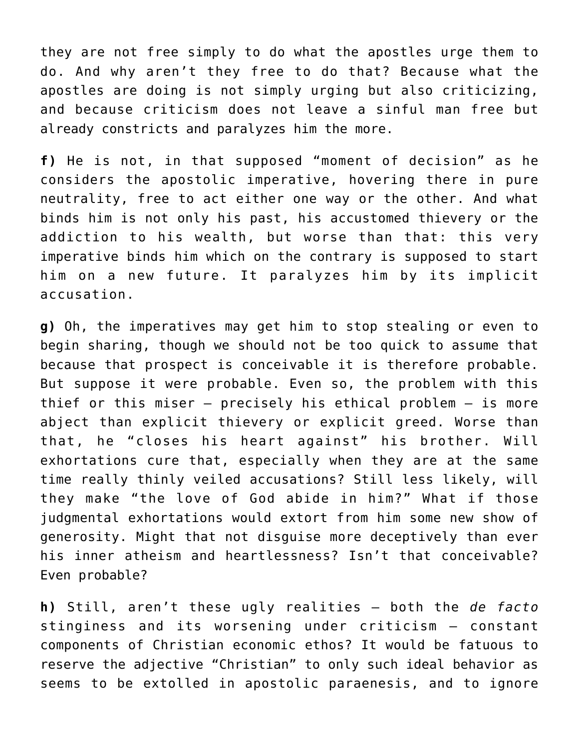they are not free simply to do what the apostles urge them to do. And why aren't they free to do that? Because what the apostles are doing is not simply urging but also criticizing, and because criticism does not leave a sinful man free but already constricts and paralyzes him the more.

**f)** He is not, in that supposed "moment of decision" as he considers the apostolic imperative, hovering there in pure neutrality, free to act either one way or the other. And what binds him is not only his past, his accustomed thievery or the addiction to his wealth, but worse than that: this very imperative binds him which on the contrary is supposed to start him on a new future. It paralyzes him by its implicit accusation.

**g)** Oh, the imperatives may get him to stop stealing or even to begin sharing, though we should not be too quick to assume that because that prospect is conceivable it is therefore probable. But suppose it were probable. Even so, the problem with this thief or this miser – precisely his ethical problem – is more abject than explicit thievery or explicit greed. Worse than that, he "closes his heart against" his brother. Will exhortations cure that, especially when they are at the same time really thinly veiled accusations? Still less likely, will they make "the love of God abide in him?" What if those judgmental exhortations would extort from him some new show of generosity. Might that not disguise more deceptively than ever his inner atheism and heartlessness? Isn't that conceivable? Even probable?

**h)** Still, aren't these ugly realities – both the *de facto* stinginess and its worsening under criticism – constant components of Christian economic ethos? It would be fatuous to reserve the adjective "Christian" to only such ideal behavior as seems to be extolled in apostolic paraenesis, and to ignore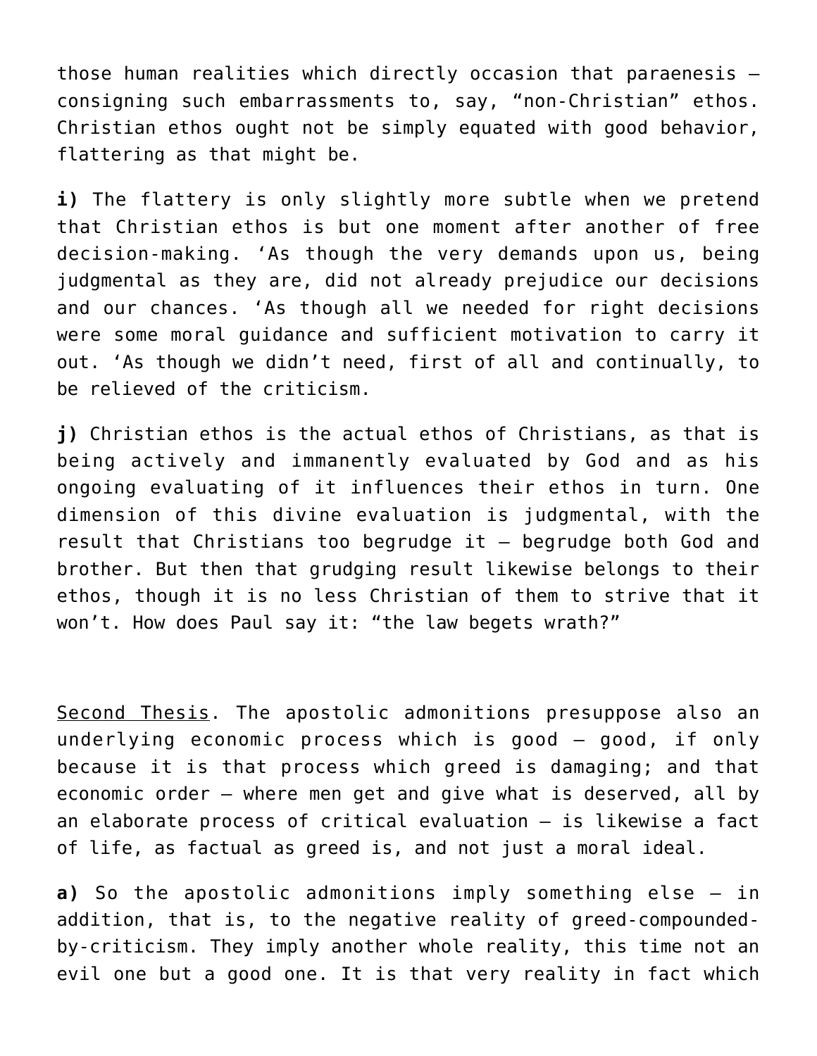those human realities which directly occasion that paraenesis – consigning such embarrassments to, say, "non-Christian" ethos. Christian ethos ought not be simply equated with good behavior, flattering as that might be.

**i)** The flattery is only slightly more subtle when we pretend that Christian ethos is but one moment after another of free decision-making. 'As though the very demands upon us, being judgmental as they are, did not already prejudice our decisions and our chances. 'As though all we needed for right decisions were some moral guidance and sufficient motivation to carry it out. 'As though we didn't need, first of all and continually, to be relieved of the criticism.

**j)** Christian ethos is the actual ethos of Christians, as that is being actively and immanently evaluated by God and as his ongoing evaluating of it influences their ethos in turn. One dimension of this divine evaluation is judgmental, with the result that Christians too begrudge it – begrudge both God and brother. But then that grudging result likewise belongs to their ethos, though it is no less Christian of them to strive that it won't. How does Paul say it: "the law begets wrath?"

<u>Second Thesis</u>. The apostolic admonitions presuppose also an underlying economic process which is good – good, if only because it is that process which greed is damaging; and that economic order – where men get and give what is deserved, all by an elaborate process of critical evaluation – is likewise a fact of life, as factual as greed is, and not just a moral ideal.

**a)** So the apostolic admonitions imply something else – in addition, that is, to the negative reality of greed-compounded-by-criticism. They imply another whole reality, this time not an evil one but a good one. It is that very reality in fact which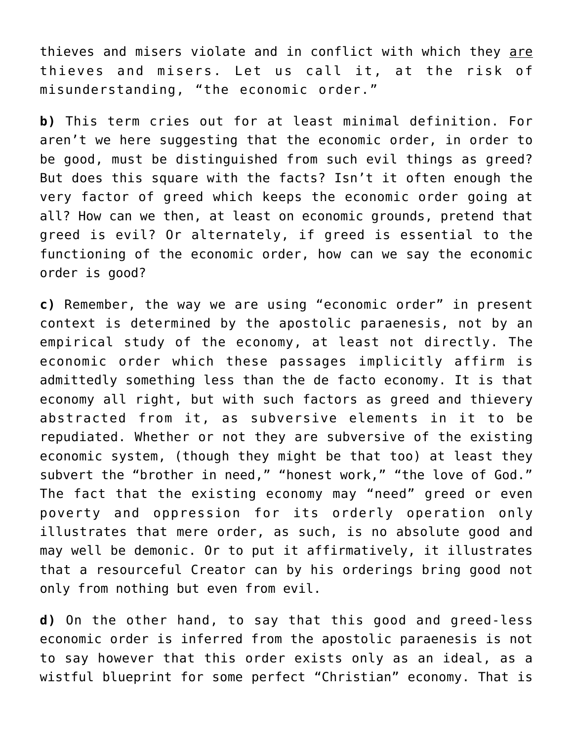thieves and misers violate and in conflict with which they <u>are</u> thieves and misers. Let us call it, at the risk of misunderstanding, "the economic order."

**b)** This term cries out for at least minimal definition. For aren't we here suggesting that the economic order, in order to be good, must be distinguished from such evil things as greed? But does this square with the facts? Isn't it often enough the very factor of greed which keeps the economic order going at all? How can we then, at least on economic grounds, pretend that greed is evil? Or alternately, if greed is essential to the functioning of the economic order, how can we say the economic order is good?

**c)** Remember, the way we are using "economic order" in present context is determined by the apostolic paraenesis, not by an empirical study of the economy, at least not directly. The economic order which these passages implicitly affirm is admittedly something less than the de facto economy. It is that economy all right, but with such factors as greed and thievery abstracted from it, as subversive elements in it to be repudiated. Whether or not they are subversive of the existing economic system, (though they might be that too) at least they subvert the "brother in need," "honest work," "the love of God." The fact that the existing economy may "need" greed or even poverty and oppression for its orderly operation only illustrates that mere order, as such, is no absolute good and may well be demonic. Or to put it affirmatively, it illustrates that a resourceful Creator can by his orderings bring good not only from nothing but even from evil.

**d)** On the other hand, to say that this good and greed-less economic order is inferred from the apostolic paraenesis is not to say however that this order exists only as an ideal, as a wistful blueprint for some perfect "Christian" economy. That is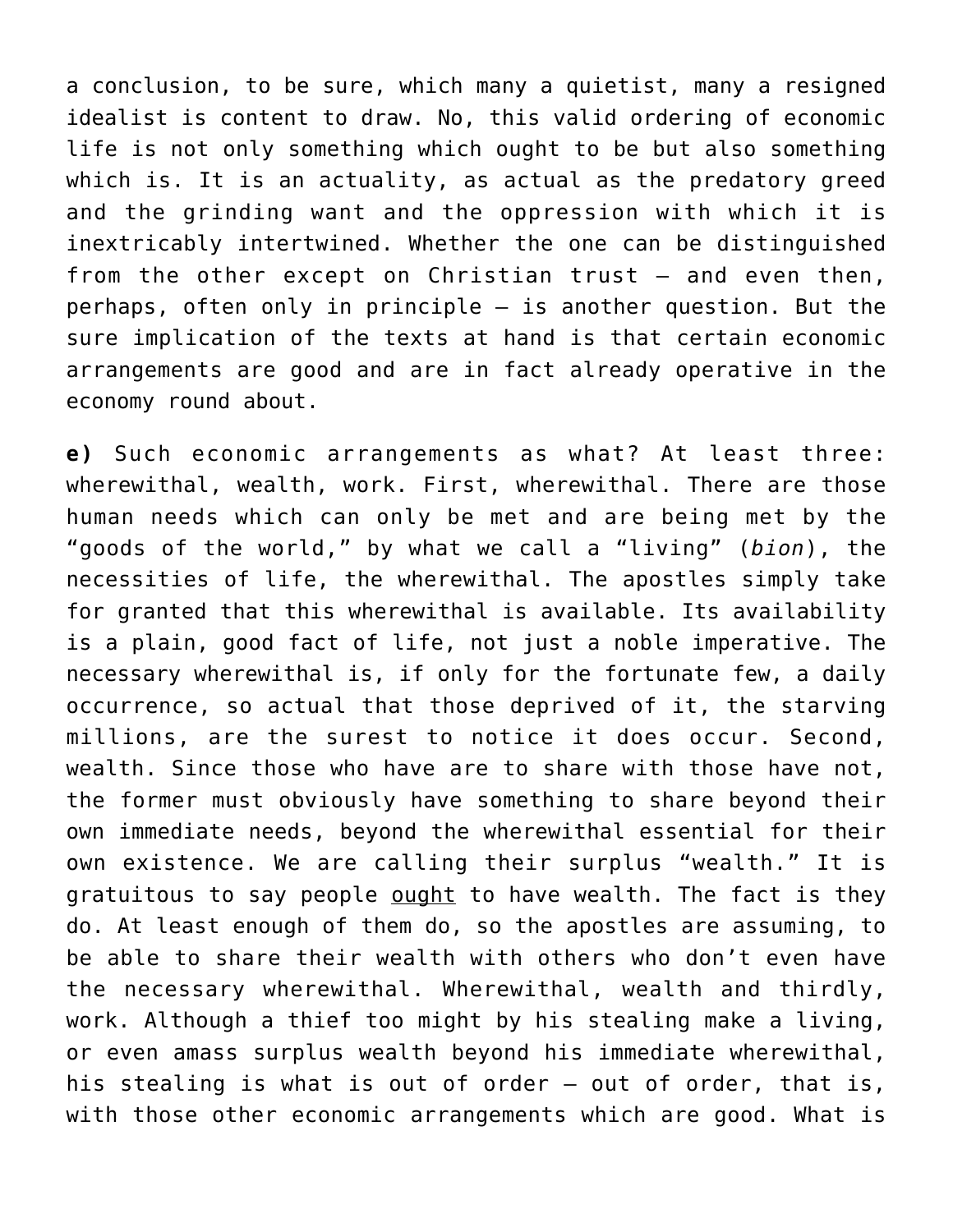a conclusion, to be sure, which many a quietist, many a resigned idealist is content to draw. No, this valid ordering of economic life is not only something which ought to be but also something which is. It is an actuality, as actual as the predatory greed and the grinding want and the oppression with which it is inextricably intertwined. Whether the one can be distinguished from the other except on Christian trust – and even then, perhaps, often only in principle – is another question. But the sure implication of the texts at hand is that certain economic arrangements are good and are in fact already operative in the economy round about.

**e)** Such economic arrangements as what? At least three: wherewithal, wealth, work. First, wherewithal. There are those human needs which can only be met and are being met by the "goods of the world," by what we call a "living" (*bion*), the necessities of life, the wherewithal. The apostles simply take for granted that this wherewithal is available. Its availability is a plain, good fact of life, not just a noble imperative. The necessary wherewithal is, if only for the fortunate few, a daily occurrence, so actual that those deprived of it, the starving millions, are the surest to notice it does occur. Second, wealth. Since those who have are to share with those have not, the former must obviously have something to share beyond their own immediate needs, beyond the wherewithal essential for their own existence. We are calling their surplus "wealth." It is gratuitous to say people <u>ought</u> to have wealth. The fact is they do. At least enough of them do, so the apostles are assuming, to be able to share their wealth with others who don't even have the necessary wherewithal. Wherewithal, wealth and thirdly, work. Although a thief too might by his stealing make a living, or even amass surplus wealth beyond his immediate wherewithal, his stealing is what is out of order – out of order, that is, with those other economic arrangements which are good. What is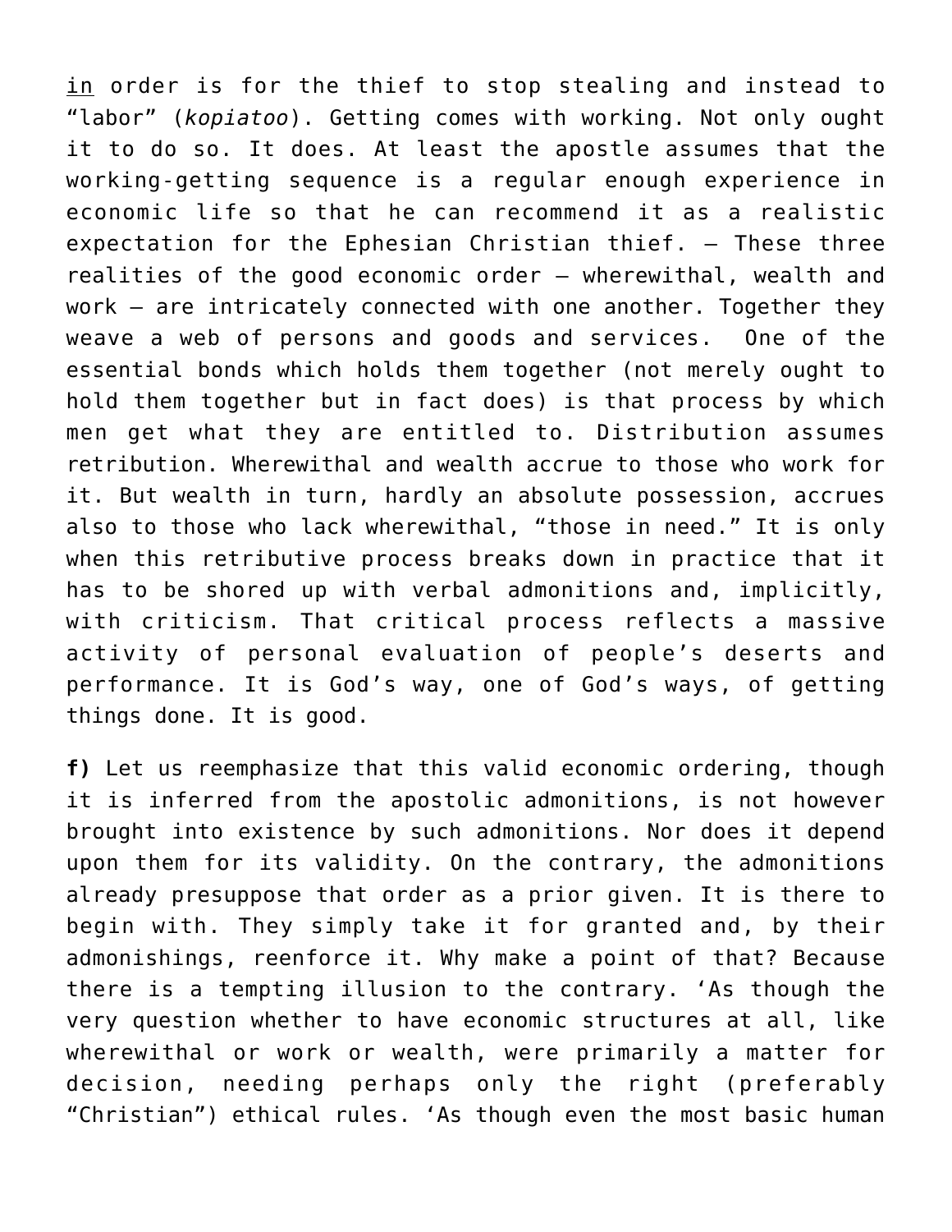<u>in</u> order is for the thief to stop stealing and instead to "labor" (*kopiatoo*). Getting comes with working. Not only ought it to do so. It does. At least the apostle assumes that the working-getting sequence is a regular enough experience in economic life so that he can recommend it as a realistic expectation for the Ephesian Christian thief. — These three realities of the good economic order — wherewithal, wealth and work — are intricately connected with one another. Together they weave a web of persons and goods and services. One of the essential bonds which holds them together (not merely ought to hold them together but in fact does) is that process by which men get what they are entitled to. Distribution assumes retribution. Wherewithal and wealth accrue to those who work for it. But wealth in turn, hardly an absolute possession, accrues also to those who lack wherewithal, "those in need." It is only when this retributive process breaks down in practice that it has to be shored up with verbal admonitions and, implicitly, with criticism. That critical process reflects a massive activity of personal evaluation of people's deserts and performance. It is God's way, one of God's ways, of getting things done. It is good.

**f)** Let us reemphasize that this valid economic ordering, though it is inferred from the apostolic admonitions, is not however brought into existence by such admonitions. Nor does it depend upon them for its validity. On the contrary, the admonitions already presuppose that order as a prior given. It is there to begin with. They simply take it for granted and, by their admonishings, reenforce it. Why make a point of that? Because there is a tempting illusion to the contrary. 'As though the very question whether to have economic structures at all, like wherewithal or work or wealth, were primarily a matter for decision, needing perhaps only the right (preferably "Christian") ethical rules. 'As though even the most basic human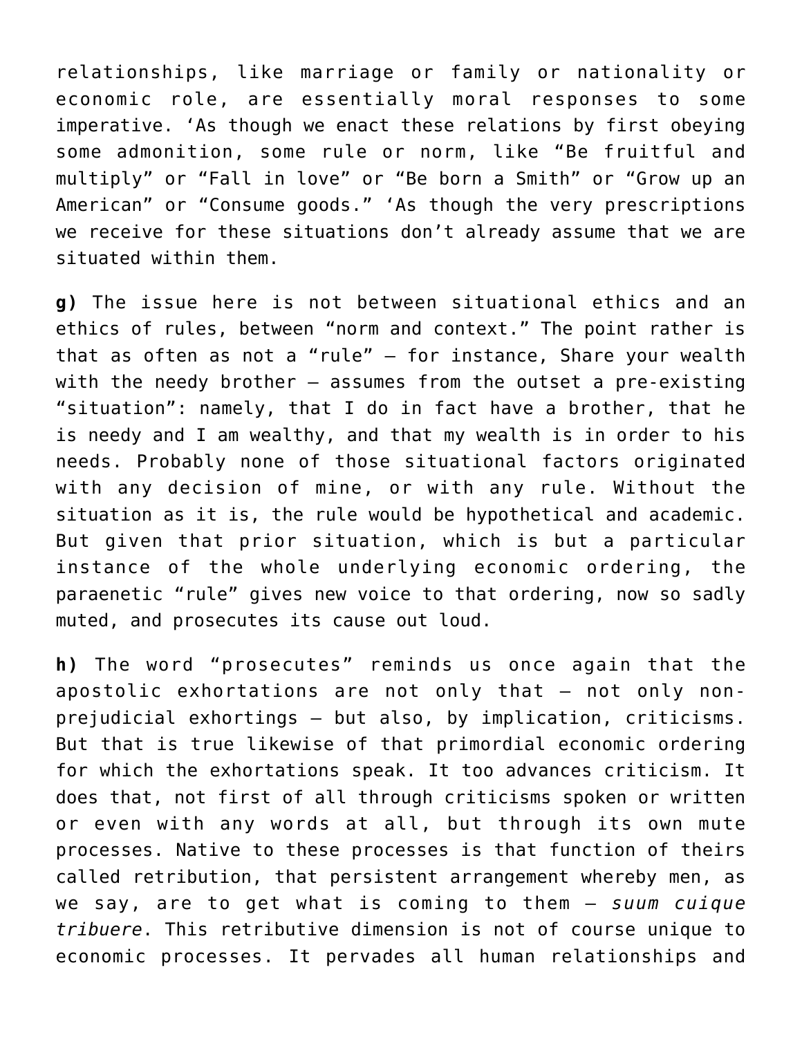relationships, like marriage or family or nationality or economic role, are essentially moral responses to some imperative. 'As though we enact these relations by first obeying some admonition, some rule or norm, like "Be fruitful and multiply" or "Fall in love" or "Be born a Smith" or "Grow up an American" or "Consume goods." 'As though the very prescriptions we receive for these situations don't already assume that we are situated within them.

**g)** The issue here is not between situational ethics and an ethics of rules, between "norm and context." The point rather is that as often as not a "rule" – for instance, Share your wealth with the needy brother – assumes from the outset a pre-existing "situation": namely, that I do in fact have a brother, that he is needy and I am wealthy, and that my wealth is in order to his needs. Probably none of those situational factors originated with any decision of mine, or with any rule. Without the situation as it is, the rule would be hypothetical and academic. But given that prior situation, which is but a particular instance of the whole underlying economic ordering, the paraenetic "rule" gives new voice to that ordering, now so sadly muted, and prosecutes its cause out loud.

**h)** The word "prosecutes" reminds us once again that the apostolic exhortations are not only that – not only non-prejudicial exhortings – but also, by implication, criticisms. But that is true likewise of that primordial economic ordering for which the exhortations speak. It too advances criticism. It does that, not first of all through criticisms spoken or written or even with any words at all, but through its own mute processes. Native to these processes is that function of theirs called retribution, that persistent arrangement whereby men, as we say, are to get what is coming to them – *suum cuique tribuere*. This retributive dimension is not of course unique to economic processes. It pervades all human relationships and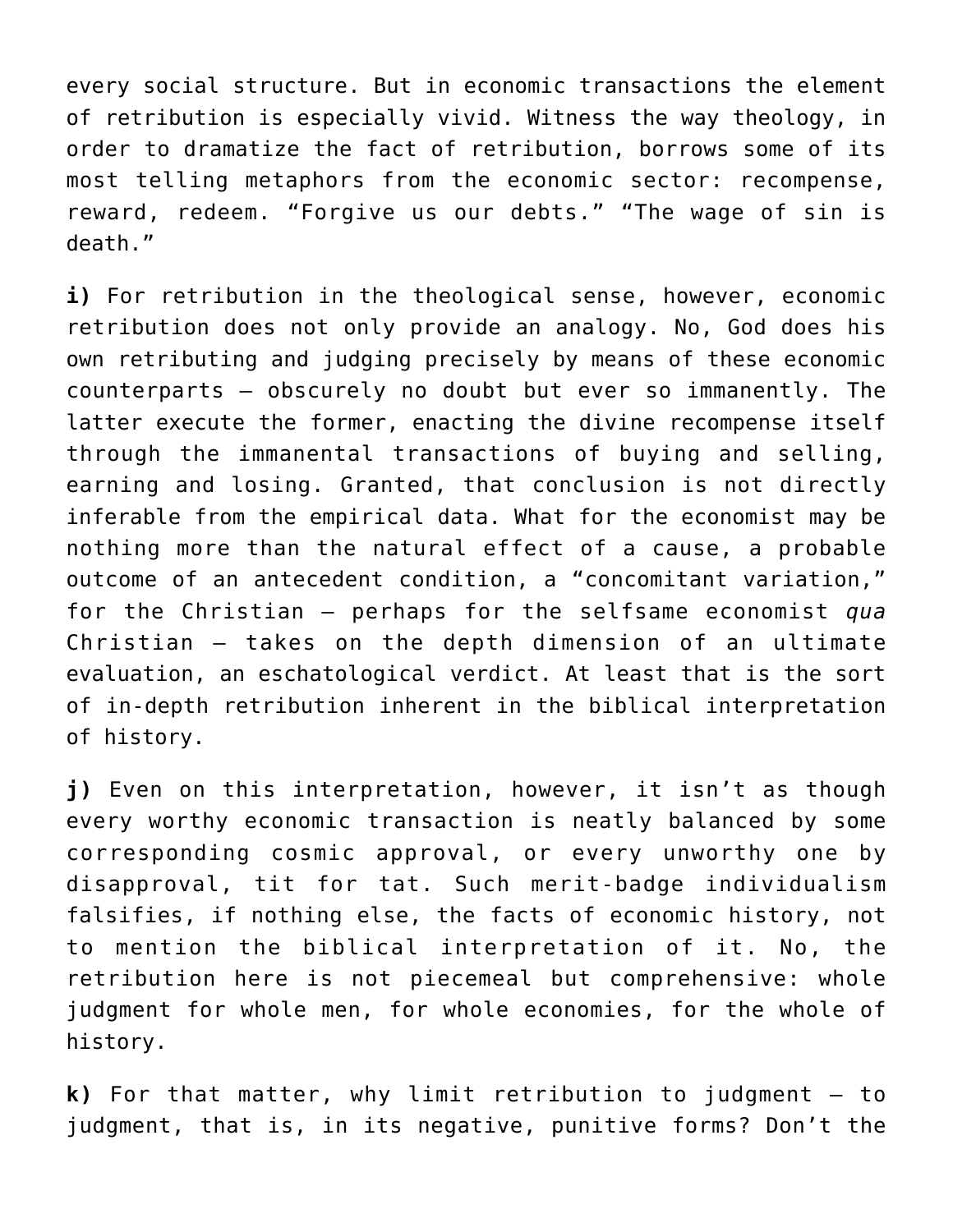every social structure. But in economic transactions the element of retribution is especially vivid. Witness the way theology, in order to dramatize the fact of retribution, borrows some of its most telling metaphors from the economic sector: recompense, reward, redeem. “Forgive us our debts.” “The wage of sin is death.”

**i)** For retribution in the theological sense, however, economic retribution does not only provide an analogy. No, God does his own retributing and judging precisely by means of these economic counterparts – obscurely no doubt but ever so immanently. The latter execute the former, enacting the divine recompense itself through the immanental transactions of buying and selling, earning and losing. Granted, that conclusion is not directly inferable from the empirical data. What for the economist may be nothing more than the natural effect of a cause, a probable outcome of an antecedent condition, a “concomitant variation,” for the Christian – perhaps for the selfsame economist *qua* Christian – takes on the depth dimension of an ultimate evaluation, an eschatological verdict. At least that is the sort of in-depth retribution inherent in the biblical interpretation of history.

**j)** Even on this interpretation, however, it isn’t as though every worthy economic transaction is neatly balanced by some corresponding cosmic approval, or every unworthy one by disapproval, tit for tat. Such merit-badge individualism falsifies, if nothing else, the facts of economic history, not to mention the biblical interpretation of it. No, the retribution here is not piecemeal but comprehensive: whole judgment for whole men, for whole economies, for the whole of history.

**k)** For that matter, why limit retribution to judgment – to judgment, that is, in its negative, punitive forms? Don’t the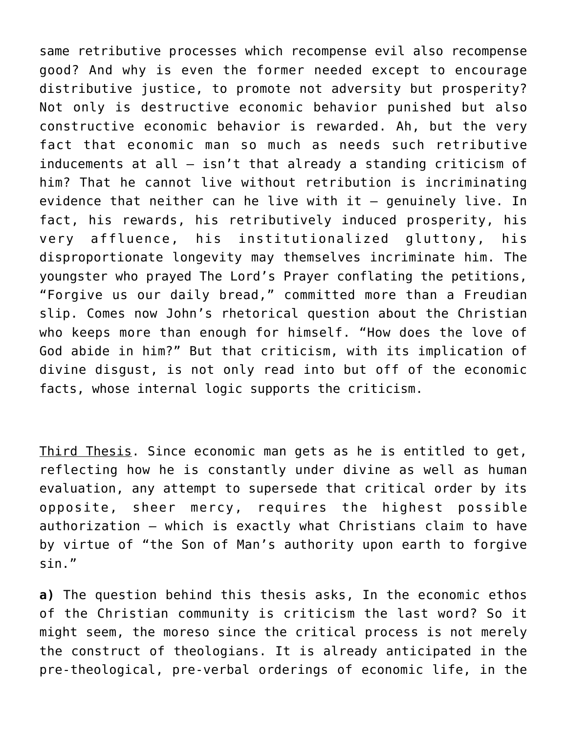same retributive processes which recompense evil also recompense good? And why is even the former needed except to encourage distributive justice, to promote not adversity but prosperity? Not only is destructive economic behavior punished but also constructive economic behavior is rewarded. Ah, but the very fact that economic man so much as needs such retributive inducements at all — isn't that already a standing criticism of him? That he cannot live without retribution is incriminating evidence that neither can he live with it — genuinely live. In fact, his rewards, his retributively induced prosperity, his very affluence, his institutionalized gluttony, his disproportionate longevity may themselves incriminate him. The youngster who prayed The Lord's Prayer conflating the petitions, "Forgive us our daily bread," committed more than a Freudian slip. Comes now John's rhetorical question about the Christian who keeps more than enough for himself. "How does the love of God abide in him?" But that criticism, with its implication of divine disgust, is not only read into but off of the economic facts, whose internal logic supports the criticism.

<u>Third Thesis</u>. Since economic man gets as he is entitled to get, reflecting how he is constantly under divine as well as human evaluation, any attempt to supersede that critical order by its opposite, sheer mercy, requires the highest possible authorization — which is exactly what Christians claim to have by virtue of "the Son of Man's authority upon earth to forgive sin."

**a)** The question behind this thesis asks, In the economic ethos of the Christian community is criticism the last word? So it might seem, the moreso since the critical process is not merely the construct of theologians. It is already anticipated in the pre-theological, pre-verbal orderings of economic life, in the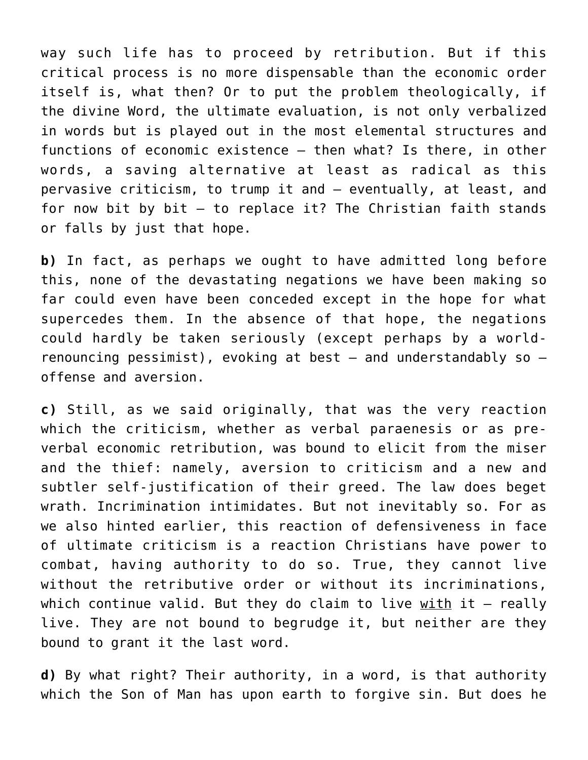way such life has to proceed by retribution. But if this critical process is no more dispensable than the economic order itself is, what then? Or to put the problem theologically, if the divine Word, the ultimate evaluation, is not only verbalized in words but is played out in the most elemental structures and functions of economic existence – then what? Is there, in other words, a saving alternative at least as radical as this pervasive criticism, to trump it and – eventually, at least, and for now bit by bit – to replace it? The Christian faith stands or falls by just that hope.

**b)** In fact, as perhaps we ought to have admitted long before this, none of the devastating negations we have been making so far could even have been conceded except in the hope for what supercedes them. In the absence of that hope, the negations could hardly be taken seriously (except perhaps by a world-renouncing pessimist), evoking at best – and understandably so – offense and aversion.

**c)** Still, as we said originally, that was the very reaction which the criticism, whether as verbal paraenesis or as pre-verbal economic retribution, was bound to elicit from the miser and the thief: namely, aversion to criticism and a new and subtler self-justification of their greed. The law does beget wrath. Incrimination intimidates. But not inevitably so. For as we also hinted earlier, this reaction of defensiveness in face of ultimate criticism is a reaction Christians have power to combat, having authority to do so. True, they cannot live without the retributive order or without its incriminations, which continue valid. But they do claim to live <u>with</u> it – really live. They are not bound to begrudge it, but neither are they bound to grant it the last word.

**d)** By what right? Their authority, in a word, is that authority which the Son of Man has upon earth to forgive sin. But does he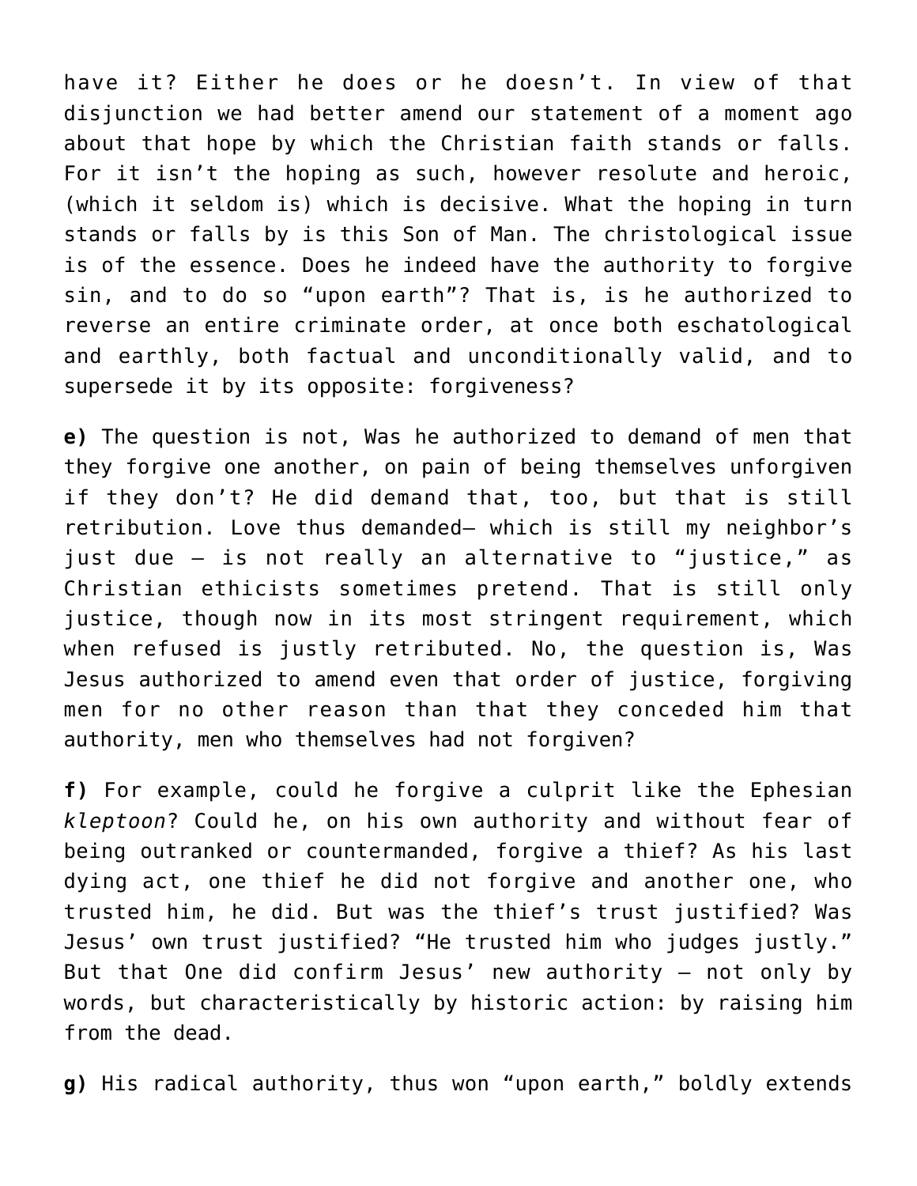have it? Either he does or he doesn't. In view of that disjunction we had better amend our statement of a moment ago about that hope by which the Christian faith stands or falls. For it isn't the hoping as such, however resolute and heroic, (which it seldom is) which is decisive. What the hoping in turn stands or falls by is this Son of Man. The christological issue is of the essence. Does he indeed have the authority to forgive sin, and to do so "upon earth"? That is, is he authorized to reverse an entire criminate order, at once both eschatological and earthly, both factual and unconditionally valid, and to supersede it by its opposite: forgiveness?

**e)** The question is not, Was he authorized to demand of men that they forgive one another, on pain of being themselves unforgiven if they don't? He did demand that, too, but that is still retribution. Love thus demanded— which is still my neighbor's just due – is not really an alternative to "justice," as Christian ethicists sometimes pretend. That is still only justice, though now in its most stringent requirement, which when refused is justly retributed. No, the question is, Was Jesus authorized to amend even that order of justice, forgiving men for no other reason than that they conceded him that authority, men who themselves had not forgiven?

**f)** For example, could he forgive a culprit like the Ephesian *kleptoon*? Could he, on his own authority and without fear of being outranked or countermanded, forgive a thief? As his last dying act, one thief he did not forgive and another one, who trusted him, he did. But was the thief's trust justified? Was Jesus' own trust justified? "He trusted him who judges justly." But that One did confirm Jesus' new authority – not only by words, but characteristically by historic action: by raising him from the dead.

**g)** His radical authority, thus won "upon earth," boldly extends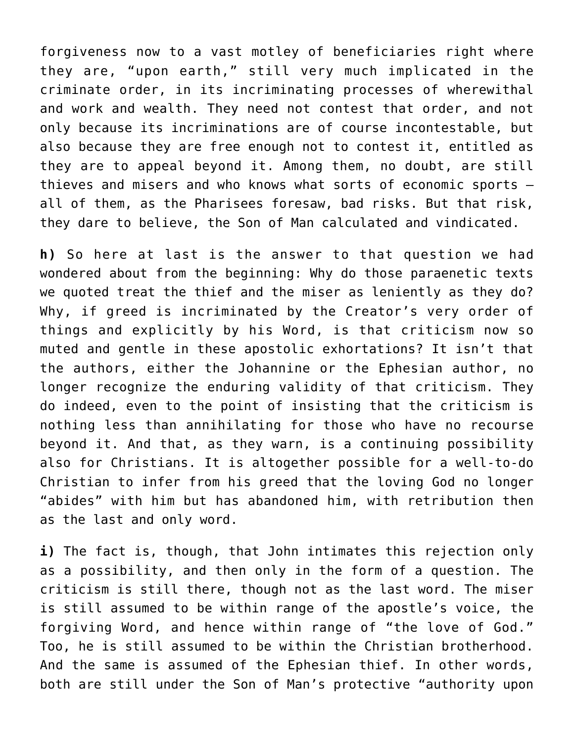forgiveness now to a vast motley of beneficiaries right where they are, “upon earth,” still very much implicated in the criminate order, in its incriminating processes of wherewithal and work and wealth. They need not contest that order, and not only because its incriminations are of course incontestable, but also because they are free enough not to contest it, entitled as they are to appeal beyond it. Among them, no doubt, are still thieves and misers and who knows what sorts of economic sports — all of them, as the Pharisees foresaw, bad risks. But that risk, they dare to believe, the Son of Man calculated and vindicated.

**h)** So here at last is the answer to that question we had wondered about from the beginning: Why do those paraenetic texts we quoted treat the thief and the miser as leniently as they do? Why, if greed is incriminated by the Creator’s very order of things and explicitly by his Word, is that criticism now so muted and gentle in these apostolic exhortations? It isn’t that the authors, either the Johannine or the Ephesian author, no longer recognize the enduring validity of that criticism. They do indeed, even to the point of insisting that the criticism is nothing less than annihilating for those who have no recourse beyond it. And that, as they warn, is a continuing possibility also for Christians. It is altogether possible for a well-to-do Christian to infer from his greed that the loving God no longer “abides” with him but has abandoned him, with retribution then as the last and only word.

**i)** The fact is, though, that John intimates this rejection only as a possibility, and then only in the form of a question. The criticism is still there, though not as the last word. The miser is still assumed to be within range of the apostle’s voice, the forgiving Word, and hence within range of “the love of God.” Too, he is still assumed to be within the Christian brotherhood. And the same is assumed of the Ephesian thief. In other words, both are still under the Son of Man’s protective “authority upon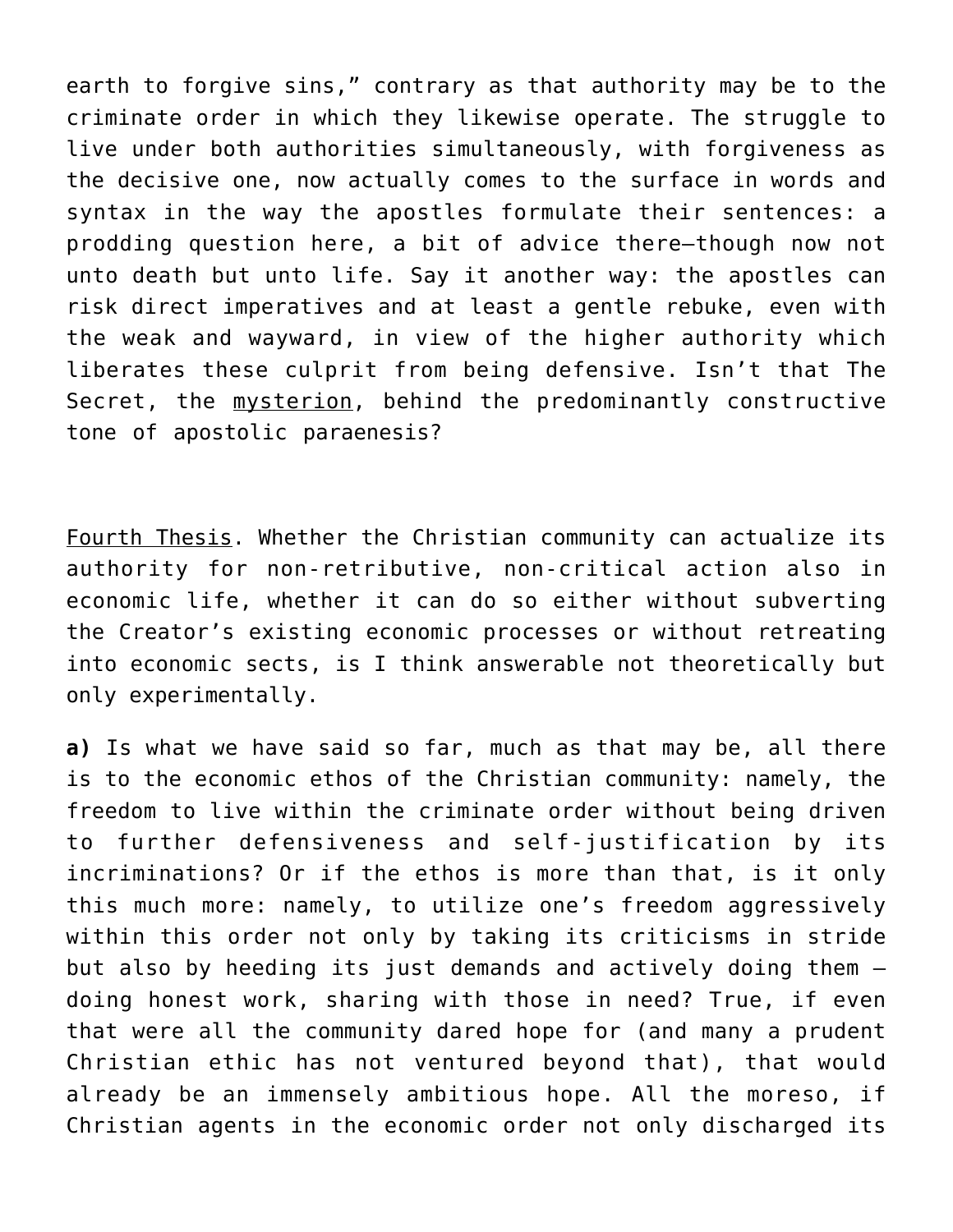earth to forgive sins," contrary as that authority may be to the criminate order in which they likewise operate. The struggle to live under both authorities simultaneously, with forgiveness as the decisive one, now actually comes to the surface in words and syntax in the way the apostles formulate their sentences: a prodding question here, a bit of advice there—though now not unto death but unto life. Say it another way: the apostles can risk direct imperatives and at least a gentle rebuke, even with the weak and wayward, in view of the higher authority which liberates these culprit from being defensive. Isn't that The Secret, the <u>mysterion</u>, behind the predominantly constructive tone of apostolic paraenesis?

<u>Fourth Thesis</u>. Whether the Christian community can actualize its authority for non-retributive, non-critical action also in economic life, whether it can do so either without subverting the Creator's existing economic processes or without retreating into economic sects, is I think answerable not theoretically but only experimentally.

**a)** Is what we have said so far, much as that may be, all there is to the economic ethos of the Christian community: namely, the freedom to live within the criminate order without being driven to further defensiveness and self-justification by its incriminations? Or if the ethos is more than that, is it only this much more: namely, to utilize one's freedom aggressively within this order not only by taking its criticisms in stride but also by heeding its just demands and actively doing them – doing honest work, sharing with those in need? True, if even that were all the community dared hope for (and many a prudent Christian ethic has not ventured beyond that), that would already be an immensely ambitious hope. All the moreso, if Christian agents in the economic order not only discharged its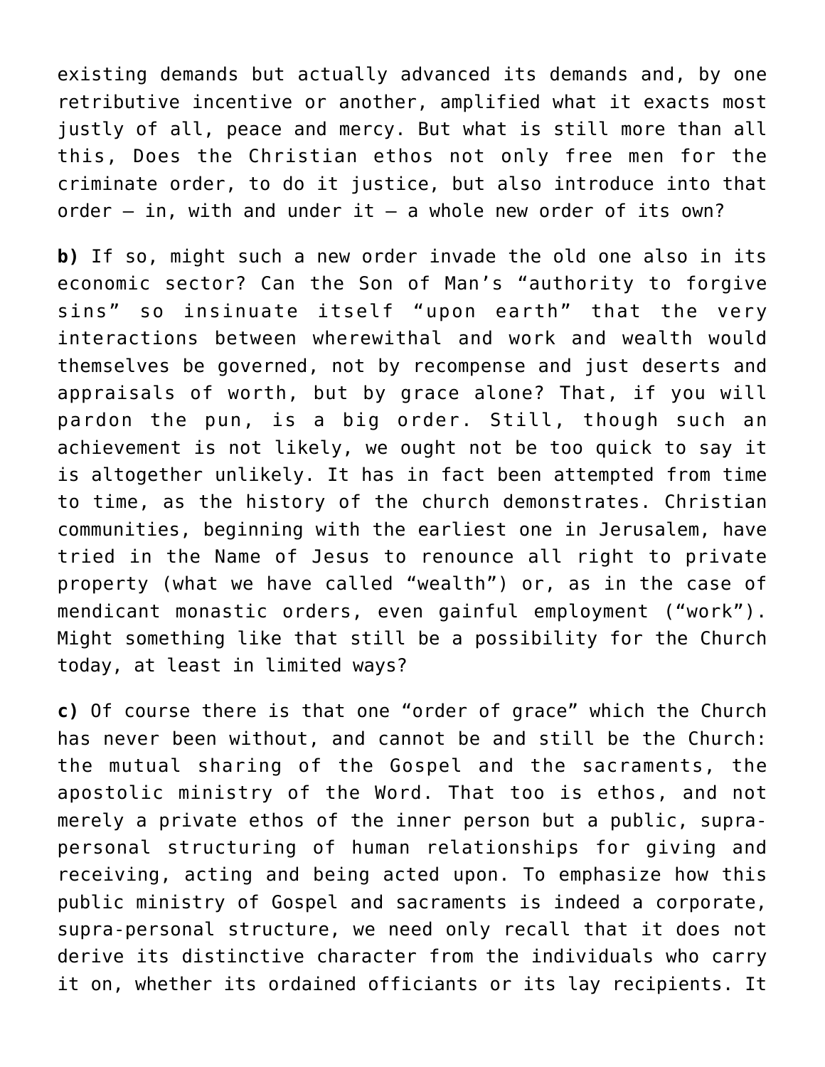existing demands but actually advanced its demands and, by one retributive incentive or another, amplified what it exacts most justly of all, peace and mercy. But what is still more than all this, Does the Christian ethos not only free men for the criminate order, to do it justice, but also introduce into that order — in, with and under it — a whole new order of its own?

**b)** If so, might such a new order invade the old one also in its economic sector? Can the Son of Man's "authority to forgive sins" so insinuate itself "upon earth" that the very interactions between wherewithal and work and wealth would themselves be governed, not by recompense and just deserts and appraisals of worth, but by grace alone? That, if you will pardon the pun, is a big order. Still, though such an achievement is not likely, we ought not be too quick to say it is altogether unlikely. It has in fact been attempted from time to time, as the history of the church demonstrates. Christian communities, beginning with the earliest one in Jerusalem, have tried in the Name of Jesus to renounce all right to private property (what we have called "wealth") or, as in the case of mendicant monastic orders, even gainful employment ("work"). Might something like that still be a possibility for the Church today, at least in limited ways?

**c)** Of course there is that one "order of grace" which the Church has never been without, and cannot be and still be the Church: the mutual sharing of the Gospel and the sacraments, the apostolic ministry of the Word. That too is ethos, and not merely a private ethos of the inner person but a public, supra-personal structuring of human relationships for giving and receiving, acting and being acted upon. To emphasize how this public ministry of Gospel and sacraments is indeed a corporate, supra-personal structure, we need only recall that it does not derive its distinctive character from the individuals who carry it on, whether its ordained officiants or its lay recipients. It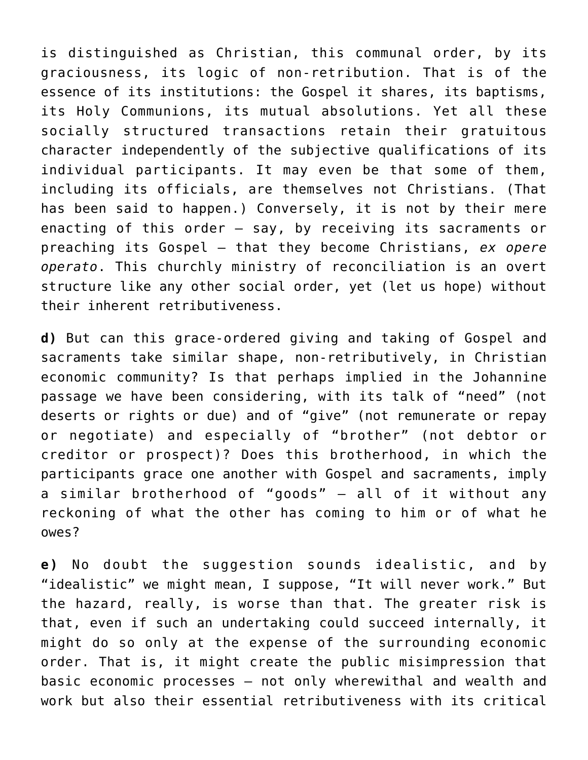is distinguished as Christian, this communal order, by its graciousness, its logic of non-retribution. That is of the essence of its institutions: the Gospel it shares, its baptisms, its Holy Communions, its mutual absolutions. Yet all these socially structured transactions retain their gratuitous character independently of the subjective qualifications of its individual participants. It may even be that some of them, including its officials, are themselves not Christians. (That has been said to happen.) Conversely, it is not by their mere enacting of this order – say, by receiving its sacraments or preaching its Gospel – that they become Christians, *ex opere operato*. This churchly ministry of reconciliation is an overt structure like any other social order, yet (let us hope) without their inherent retributiveness.

**d)** But can this grace-ordered giving and taking of Gospel and sacraments take similar shape, non-retributively, in Christian economic community? Is that perhaps implied in the Johannine passage we have been considering, with its talk of "need" (not deserts or rights or due) and of "give" (not remunerate or repay or negotiate) and especially of "brother" (not debtor or creditor or prospect)? Does this brotherhood, in which the participants grace one another with Gospel and sacraments, imply a similar brotherhood of "goods" – all of it without any reckoning of what the other has coming to him or of what he owes?

**e)** No doubt the suggestion sounds idealistic, and by "idealistic" we might mean, I suppose, "It will never work." But the hazard, really, is worse than that. The greater risk is that, even if such an undertaking could succeed internally, it might do so only at the expense of the surrounding economic order. That is, it might create the public misimpression that basic economic processes – not only wherewithal and wealth and work but also their essential retributiveness with its critical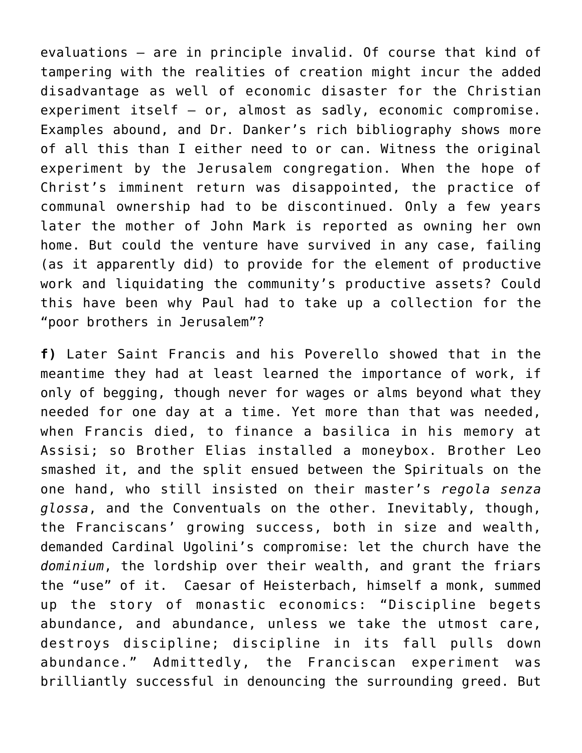evaluations — are in principle invalid. Of course that kind of tampering with the realities of creation might incur the added disadvantage as well of economic disaster for the Christian experiment itself — or, almost as sadly, economic compromise. Examples abound, and Dr. Danker's rich bibliography shows more of all this than I either need to or can. Witness the original experiment by the Jerusalem congregation. When the hope of Christ's imminent return was disappointed, the practice of communal ownership had to be discontinued. Only a few years later the mother of John Mark is reported as owning her own home. But could the venture have survived in any case, failing (as it apparently did) to provide for the element of productive work and liquidating the community's productive assets? Could this have been why Paul had to take up a collection for the "poor brothers in Jerusalem"?

**f)** Later Saint Francis and his Poverello showed that in the meantime they had at least learned the importance of work, if only of begging, though never for wages or alms beyond what they needed for one day at a time. Yet more than that was needed, when Francis died, to finance a basilica in his memory at Assisi; so Brother Elias installed a moneybox. Brother Leo smashed it, and the split ensued between the Spirituals on the one hand, who still insisted on their master's *regola senza glossa*, and the Conventuals on the other. Inevitably, though, the Franciscans' growing success, both in size and wealth, demanded Cardinal Ugolini's compromise: let the church have the *dominium*, the lordship over their wealth, and grant the friars the "use" of it. Caesar of Heisterbach, himself a monk, summed up the story of monastic economics: "Discipline begets abundance, and abundance, unless we take the utmost care, destroys discipline; discipline in its fall pulls down abundance." Admittedly, the Franciscan experiment was brilliantly successful in denouncing the surrounding greed. But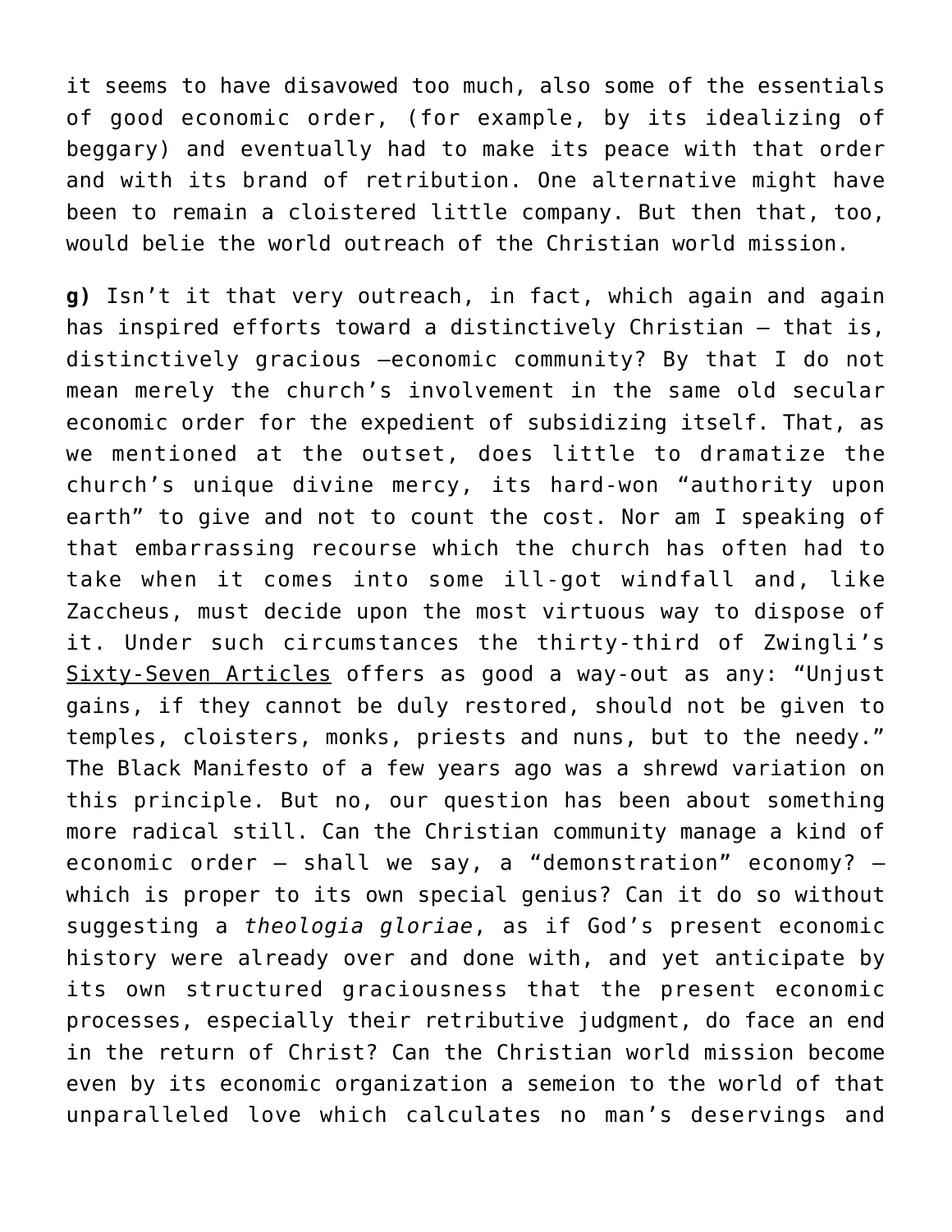it seems to have disavowed too much, also some of the essentials of good economic order, (for example, by its idealizing of beggary) and eventually had to make its peace with that order and with its brand of retribution. One alternative might have been to remain a cloistered little company. But then that, too, would belie the world outreach of the Christian world mission.

**g)** Isn't it that very outreach, in fact, which again and again has inspired efforts toward a distinctively Christian – that is, distinctively gracious –economic community? By that I do not mean merely the church's involvement in the same old secular economic order for the expedient of subsidizing itself. That, as we mentioned at the outset, does little to dramatize the church's unique divine mercy, its hard-won "authority upon earth" to give and not to count the cost. Nor am I speaking of that embarrassing recourse which the church has often had to take when it comes into some ill-got windfall and, like Zaccheus, must decide upon the most virtuous way to dispose of it. Under such circumstances the thirty-third of Zwingli's Sixty-Seven Articles offers as good a way-out as any: "Unjust gains, if they cannot be duly restored, should not be given to temples, cloisters, monks, priests and nuns, but to the needy." The Black Manifesto of a few years ago was a shrewd variation on this principle. But no, our question has been about something more radical still. Can the Christian community manage a kind of economic order – shall we say, a "demonstration" economy? – which is proper to its own special genius? Can it do so without suggesting a *theologia gloriae*, as if God's present economic history were already over and done with, and yet anticipate by its own structured graciousness that the present economic processes, especially their retributive judgment, do face an end in the return of Christ? Can the Christian world mission become even by its economic organization a semeion to the world of that unparalleled love which calculates no man's deservings and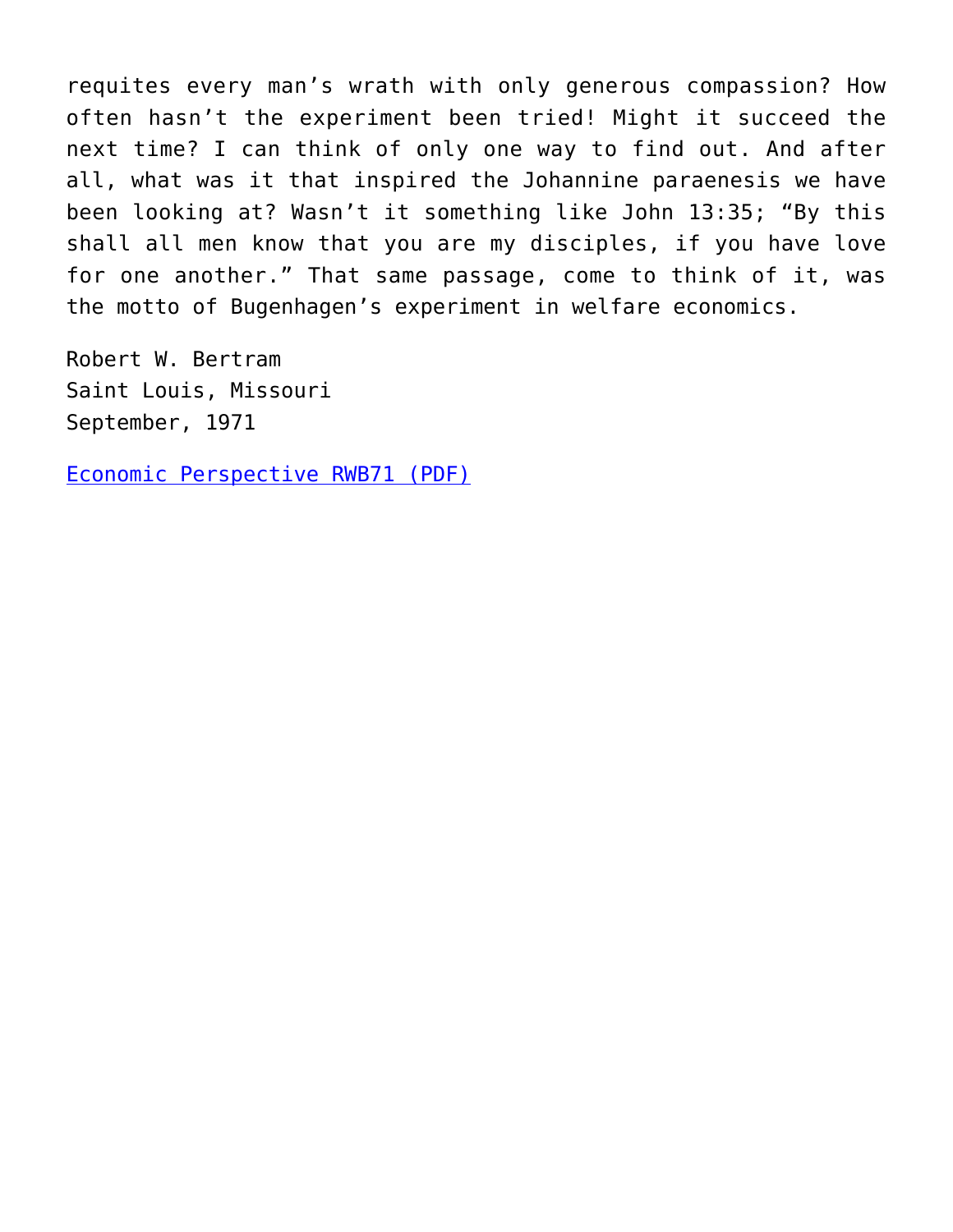requites every man's wrath with only generous compassion? How often hasn't the experiment been tried! Might it succeed the next time? I can think of only one way to find out. And after all, what was it that inspired the Johannine paraenesis we have been looking at? Wasn't it something like John 13:35; "By this shall all men know that you are my disciples, if you have love for one another." That same passage, come to think of it, was the motto of Bugenhagen's experiment in welfare economics.

Robert W. Bertram
Saint Louis, Missouri
September, 1971

Economic Perspective RWB71 (PDF)